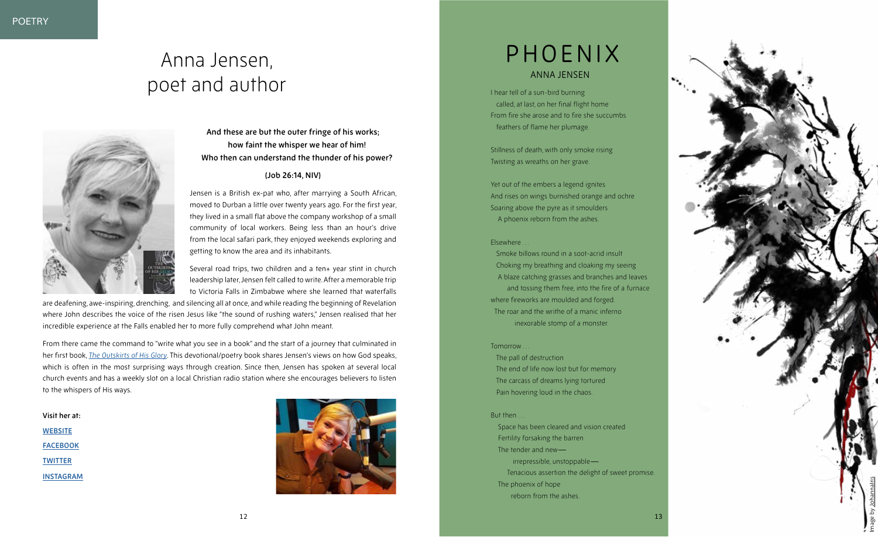# Anna Jensen, poet and author

**And these are but the outer fringe of his works;**
**how faint the whisper we hear of him!**
**Who then can understand the thunder of his power?**

**(Job 26:14, NIV)**

Jensen is a British ex-pat who, after marrying a South African, moved to Durban a little over twenty years ago. For the first year, they lived in a small flat above the company workshop of a small community of local workers. Being less than an hour's drive from the local safari park, they enjoyed weekends exploring and getting to know the area and its inhabitants.

Several road trips, two children and a ten+ year stint in church leadership later, Jensen felt called to write. After a memorable trip to Victoria Falls in Zimbabwe where she learned that waterfalls are deafening, awe-inspiring, drenching, and silencing all at once, and while reading the beginning of Revelation where John describes the voice of the risen Jesus like "the sound of rushing waters," Jensen realised that her incredible experience at the Falls enabled her to more fully comprehend what John meant.

From there came the command to "write what you see in a book" and the start of a journey that culminated in her first book, *The Outskirts of His Glory*. This devotional/poetry book shares Jensen's views on how God speaks, which is often in the most surprising ways through creation. Since then, Jensen has spoken at several local church events and has a weekly slot on a local Christian radio station where she encourages believers to listen to the whispers of His ways.

**Visit her at:**

WEBSITE

FACEBOOK

TWITTER

INSTAGRAM

# PHOENIX

## ANNA JENSEN

I hear tell of a sun-bird burning
called, at last, on her final flight home
From fire she arose and to fire she succumbs
feathers of flame her plumage.

Stillness of death, with only smoke rising
Twisting as wreaths on her grave.

Yet out of the embers a legend ignites
And rises on wings burnished orange and ochre
Soaring above the pyre as it smoulders
A phoenix reborn from the ashes.

Elsewhere . . .
Smoke billows round in a soot-acrid insult
Choking my breathing and cloaking my seeing
A blaze catching grasses and branches and leaves
and tossing them free, into the fire of a furnace
where fireworks are moulded and forged.
The roar and the writhe of a manic inferno
inexorable stomp of a monster.

Tomorrow . . .
The pall of destruction
The end of life now lost but for memory
The carcass of dreams lying tortured
Pain hovering loud in the chaos.

But then . . .
Space has been cleared and vision created
Fertility forsaking the barren
The tender and new—
irrepressible, unstoppable—
Tenacious assertion the delight of sweet promise.
The phoenix of hope
reborn from the ashes.

Image by Johannalris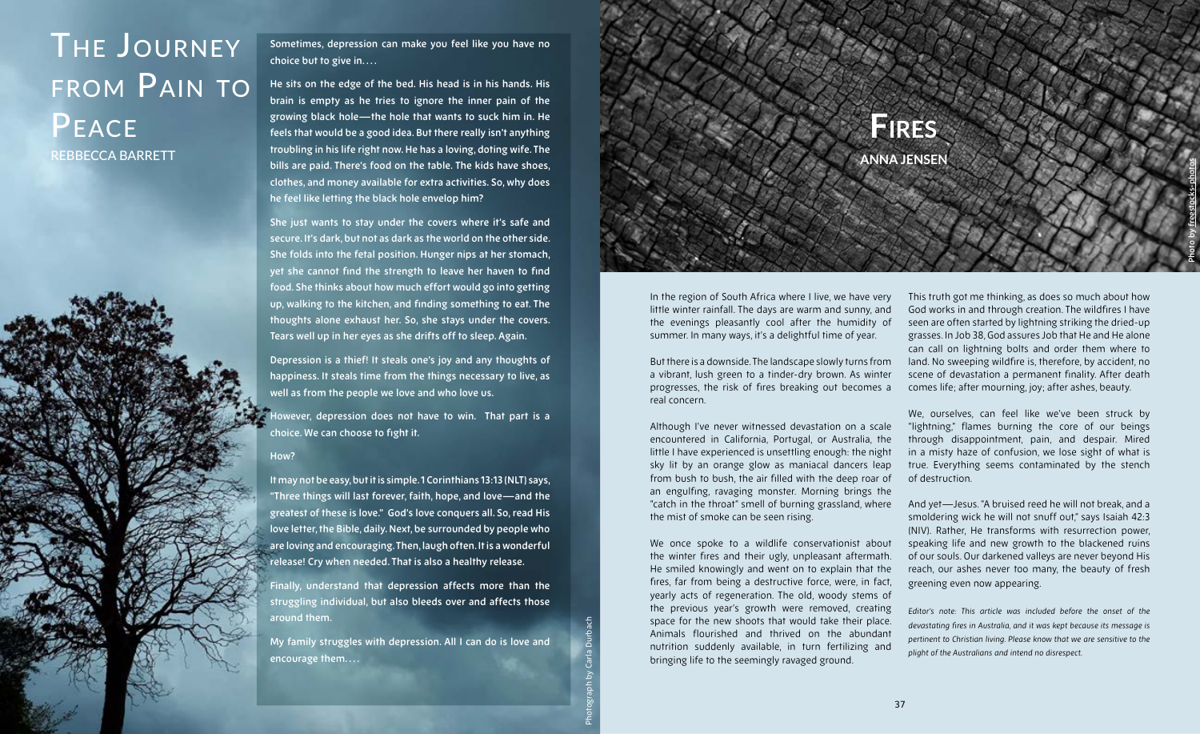# The Journey from Pain to Peace

REBBECCA BARRETT

Sometimes, depression can make you feel like you have no choice but to give in. . . .

He sits on the edge of the bed. His head is in his hands. His brain is empty as he tries to ignore the inner pain of the growing black hole—the hole that wants to suck him in. He feels that would be a good idea. But there really isn't anything troubling in his life right now. He has a loving, doting wife. The bills are paid. There's food on the table. The kids have shoes, clothes, and money available for extra activities. So, why does he feel like letting the black hole envelop him?

She just wants to stay under the covers where it's safe and secure. It's dark, but not as dark as the world on the other side. She folds into the fetal position. Hunger nips at her stomach, yet she cannot find the strength to leave her haven to find food. She thinks about how much effort would go into getting up, walking to the kitchen, and finding something to eat. The thoughts alone exhaust her. So, she stays under the covers. Tears well up in her eyes as she drifts off to sleep. Again.

Depression is a thief! It steals one's joy and any thoughts of happiness. It steals time from the things necessary to live, as well as from the people we love and who love us.

However, depression does not have to win. That part is a choice. We can choose to fight it.

How?

It may not be easy, but it is simple. 1 Corinthians 13:13 (NLT) says, "Three things will last forever, faith, hope, and love—and the greatest of these is love." God's love conquers all. So, read His love letter, the Bible, daily. Next, be surrounded by people who are loving and encouraging. Then, laugh often. It is a wonderful release! Cry when needed. That is also a healthy release.

Finally, understand that depression affects more than the struggling individual, but also bleeds over and affects those around them.

My family struggles with depression. All I can do is love and encourage them. . . .

Photograph by Carla Durbach

# Fires

ANNA JENSEN

Photo by freestocks-photos

In the region of South Africa where I live, we have very little winter rainfall. The days are warm and sunny, and the evenings pleasantly cool after the humidity of summer. In many ways, it's a delightful time of year.

But there is a downside. The landscape slowly turns from a vibrant, lush green to a tinder-dry brown. As winter progresses, the risk of fires breaking out becomes a real concern.

Although I've never witnessed devastation on a scale encountered in California, Portugal, or Australia, the little I have experienced is unsettling enough: the night sky lit by an orange glow as maniacal dancers leap from bush to bush, the air filled with the deep roar of an engulfing, ravaging monster. Morning brings the "catch in the throat" smell of burning grassland, where the mist of smoke can be seen rising.

We once spoke to a wildlife conservationist about the winter fires and their ugly, unpleasant aftermath. He smiled knowingly and went on to explain that the fires, far from being a destructive force, were, in fact, yearly acts of regeneration. The old, woody stems of the previous year's growth were removed, creating space for the new shoots that would take their place. Animals flourished and thrived on the abundant nutrition suddenly available, in turn fertilizing and bringing life to the seemingly ravaged ground.

This truth got me thinking, as does so much about how God works in and through creation. The wildfires I have seen are often started by lightning striking the dried-up grasses. In Job 38, God assures Job that He and He alone can call on lightning bolts and order them where to land. No sweeping wildfire is, therefore, by accident, no scene of devastation a permanent finality. After death comes life; after mourning, joy; after ashes, beauty.

We, ourselves, can feel like we've been struck by "lightning," flames burning the core of our beings through disappointment, pain, and despair. Mired in a misty haze of confusion, we lose sight of what is true. Everything seems contaminated by the stench of destruction.

And yet—Jesus. "A bruised reed he will not break, and a smoldering wick he will not snuff out," says Isaiah 42:3 (NIV). Rather, He transforms with resurrection power, speaking life and new growth to the blackened ruins of our souls. Our darkened valleys are never beyond His reach, our ashes never too many, the beauty of fresh greening even now appearing.

*Editor's note: This article was included before the onset of the devastating fires in Australia, and it was kept because its message is pertinent to Christian living. Please know that we are sensitive to the plight of the Australians and intend no disrespect.*